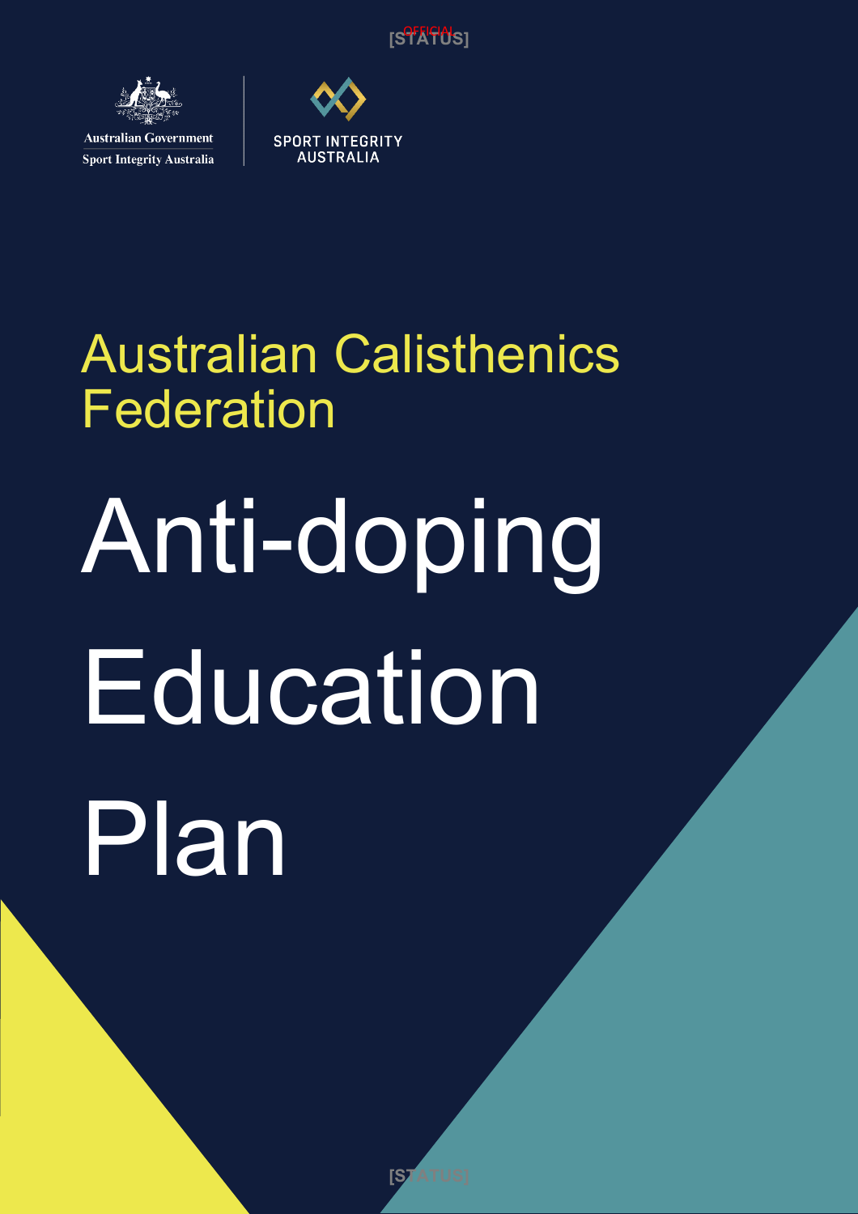Australian Government
Sport Integrity Australia

SPORT INTEGRITY AUSTRALIA

## Australian Calisthenics Federation

# Anti-doping Education Plan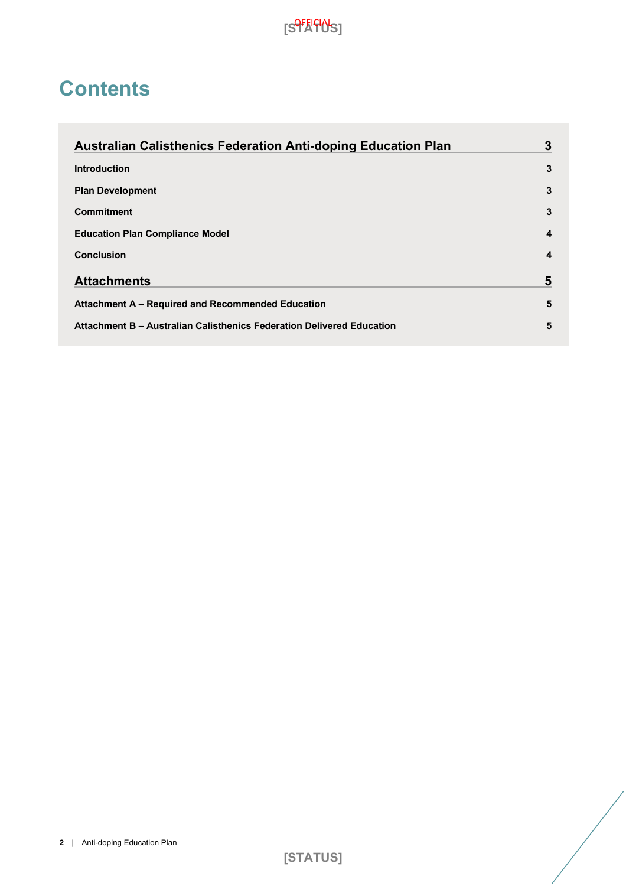# Contents

| | |
|---|---|
| **Australian Calisthenics Federation Anti-doping Education Plan** | **3** |
| **Introduction** | **3** |
| **Plan Development** | **3** |
| **Commitment** | **3** |
| **Education Plan Compliance Model** | **4** |
| **Conclusion** | **4** |
| **Attachments** | **5** |
| **Attachment A – Required and Recommended Education** | **5** |
| **Attachment B – Australian Calisthenics Federation Delivered Education** | **5** |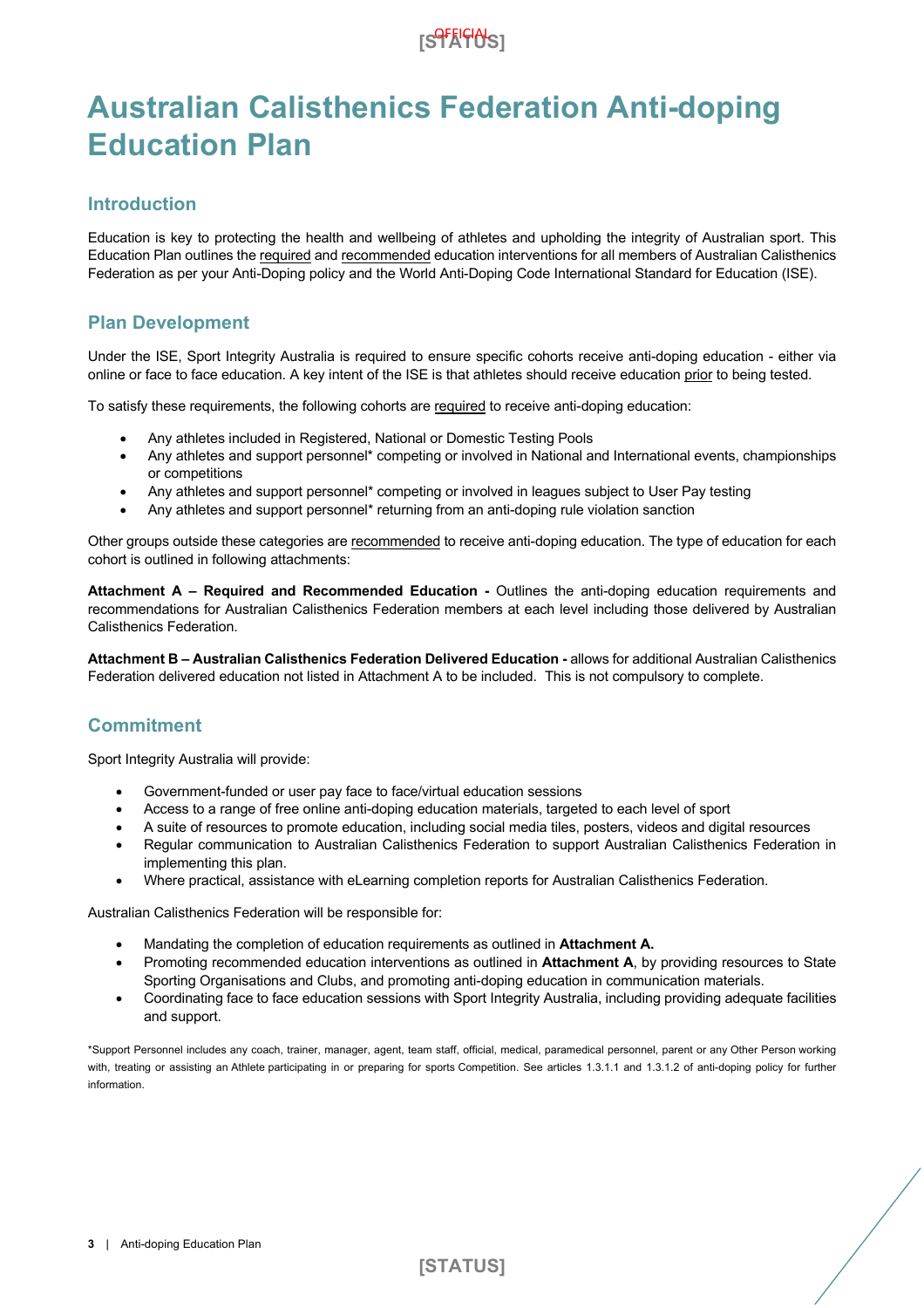# Australian Calisthenics Federation Anti-doping Education Plan

## Introduction

Education is key to protecting the health and wellbeing of athletes and upholding the integrity of Australian sport. This Education Plan outlines the required and recommended education interventions for all members of Australian Calisthenics Federation as per your Anti-Doping policy and the World Anti-Doping Code International Standard for Education (ISE).

## Plan Development

Under the ISE, Sport Integrity Australia is required to ensure specific cohorts receive anti-doping education - either via online or face to face education. A key intent of the ISE is that athletes should receive education prior to being tested.

To satisfy these requirements, the following cohorts are required to receive anti-doping education:

- Any athletes included in Registered, National or Domestic Testing Pools
- Any athletes and support personnel* competing or involved in National and International events, championships or competitions
- Any athletes and support personnel* competing or involved in leagues subject to User Pay testing
- Any athletes and support personnel* returning from an anti-doping rule violation sanction

Other groups outside these categories are recommended to receive anti-doping education. The type of education for each cohort is outlined in following attachments:

**Attachment A – Required and Recommended Education -** Outlines the anti-doping education requirements and recommendations for Australian Calisthenics Federation members at each level including those delivered by Australian Calisthenics Federation.

**Attachment B – Australian Calisthenics Federation Delivered Education -** allows for additional Australian Calisthenics Federation delivered education not listed in Attachment A to be included. This is not compulsory to complete.

## Commitment

Sport Integrity Australia will provide:

- Government-funded or user pay face to face/virtual education sessions
- Access to a range of free online anti-doping education materials, targeted to each level of sport
- A suite of resources to promote education, including social media tiles, posters, videos and digital resources
- Regular communication to Australian Calisthenics Federation to support Australian Calisthenics Federation in implementing this plan.
- Where practical, assistance with eLearning completion reports for Australian Calisthenics Federation.

Australian Calisthenics Federation will be responsible for:

- Mandating the completion of education requirements as outlined in **Attachment A.**
- Promoting recommended education interventions as outlined in **Attachment A**, by providing resources to State Sporting Organisations and Clubs, and promoting anti-doping education in communication materials.
- Coordinating face to face education sessions with Sport Integrity Australia, including providing adequate facilities and support.

*Support Personnel includes any coach, trainer, manager, agent, team staff, official, medical, paramedical personnel, parent or any Other Person working with, treating or assisting an Athlete participating in or preparing for sports Competition. See articles 1.3.1.1 and 1.3.1.2 of anti-doping policy for further information.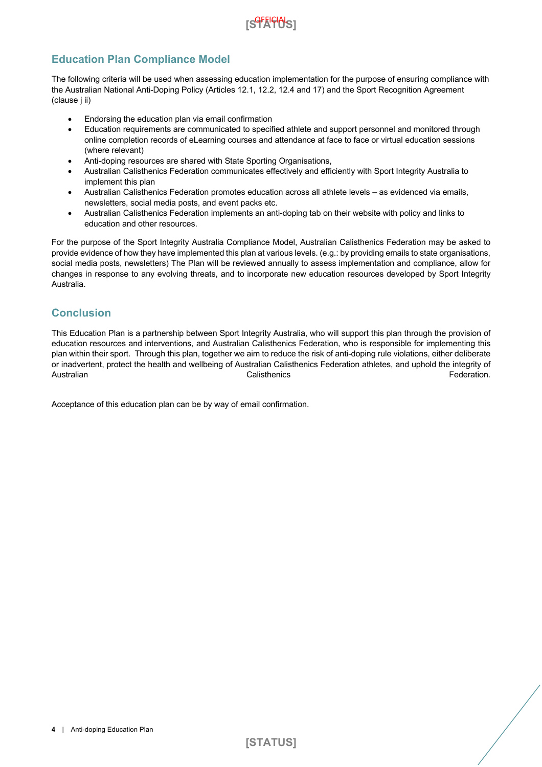## Education Plan Compliance Model

The following criteria will be used when assessing education implementation for the purpose of ensuring compliance with the Australian National Anti-Doping Policy (Articles 12.1, 12.2, 12.4 and 17) and the Sport Recognition Agreement (clause j ii)

- Endorsing the education plan via email confirmation
- Education requirements are communicated to specified athlete and support personnel and monitored through online completion records of eLearning courses and attendance at face to face or virtual education sessions (where relevant)
- Anti-doping resources are shared with State Sporting Organisations,
- Australian Calisthenics Federation communicates effectively and efficiently with Sport Integrity Australia to implement this plan
- Australian Calisthenics Federation promotes education across all athlete levels – as evidenced via emails, newsletters, social media posts, and event packs etc.
- Australian Calisthenics Federation implements an anti-doping tab on their website with policy and links to education and other resources.

For the purpose of the Sport Integrity Australia Compliance Model, Australian Calisthenics Federation may be asked to provide evidence of how they have implemented this plan at various levels. (e.g.: by providing emails to state organisations, social media posts, newsletters) The Plan will be reviewed annually to assess implementation and compliance, allow for changes in response to any evolving threats, and to incorporate new education resources developed by Sport Integrity Australia.

## Conclusion

This Education Plan is a partnership between Sport Integrity Australia, who will support this plan through the provision of education resources and interventions, and Australian Calisthenics Federation, who is responsible for implementing this plan within their sport. Through this plan, together we aim to reduce the risk of anti-doping rule violations, either deliberate or inadvertent, protect the health and wellbeing of Australian Calisthenics Federation athletes, and uphold the integrity of Australian Calisthenics Federation.

Acceptance of this education plan can be by way of email confirmation.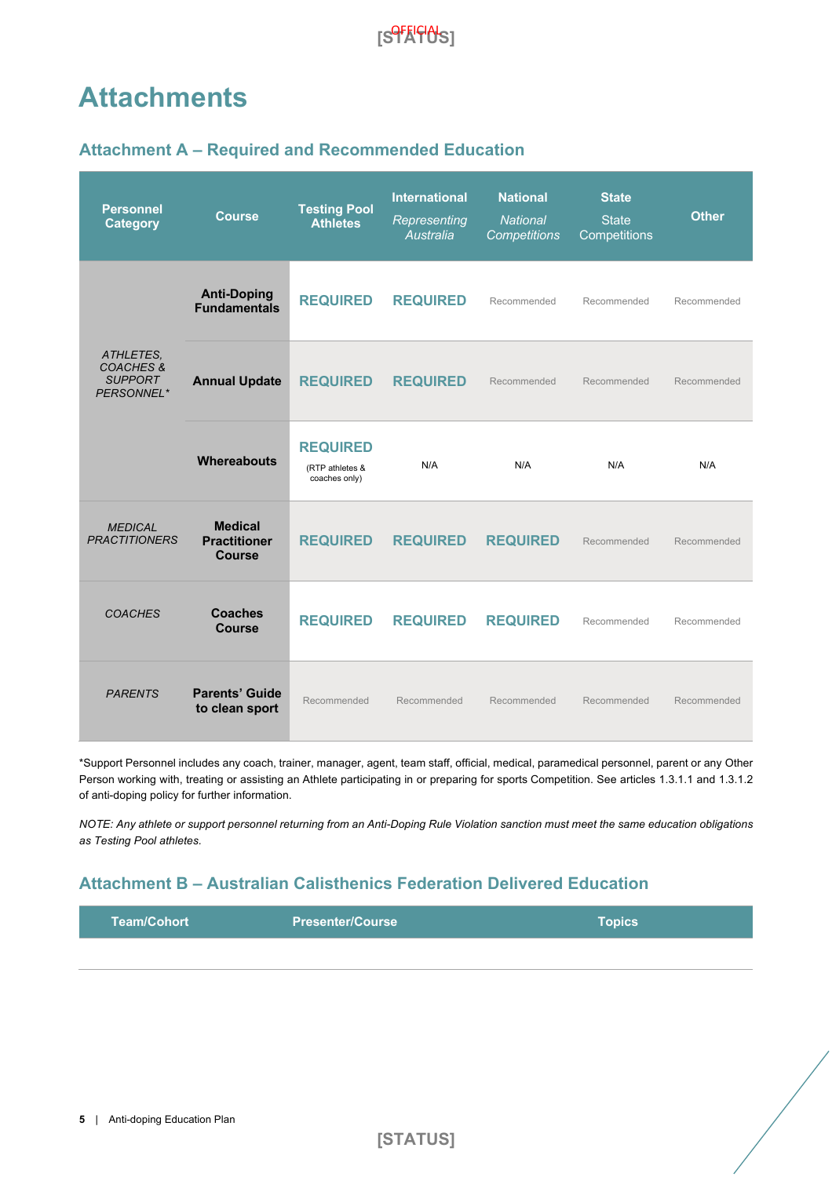# Attachments

## Attachment A – Required and Recommended Education

| Personnel Category | Course | Testing Pool Athletes | International *Representing Australia* | National *National Competitions* | State State Competitions | Other |
|---|---|---|---|---|---|---|
| *ATHLETES, COACHES & SUPPORT PERSONNEL** | **Anti-Doping Fundamentals** | **REQUIRED** | **REQUIRED** | Recommended | Recommended | Recommended |
| | **Annual Update** | **REQUIRED** | **REQUIRED** | Recommended | Recommended | Recommended |
| | **Whereabouts** | **REQUIRED** (RTP athletes & coaches only) | N/A | N/A | N/A | N/A |
| *MEDICAL PRACTITIONERS* | **Medical Practitioner Course** | **REQUIRED** | **REQUIRED** | **REQUIRED** | Recommended | Recommended |
| *COACHES* | **Coaches Course** | **REQUIRED** | **REQUIRED** | **REQUIRED** | Recommended | Recommended |
| *PARENTS* | **Parents' Guide to clean sport** | Recommended | Recommended | Recommended | Recommended | Recommended |

*Support Personnel includes any coach, trainer, manager, agent, team staff, official, medical, paramedical personnel, parent or any Other Person working with, treating or assisting an Athlete participating in or preparing for sports Competition. See articles 1.3.1.1 and 1.3.1.2 of anti-doping policy for further information.

*NOTE: Any athlete or support personnel returning from an Anti-Doping Rule Violation sanction must meet the same education obligations as Testing Pool athletes.*

## Attachment B – Australian Calisthenics Federation Delivered Education

| Team/Cohort | Presenter/Course | Topics |
|---|---|---|
| | | |